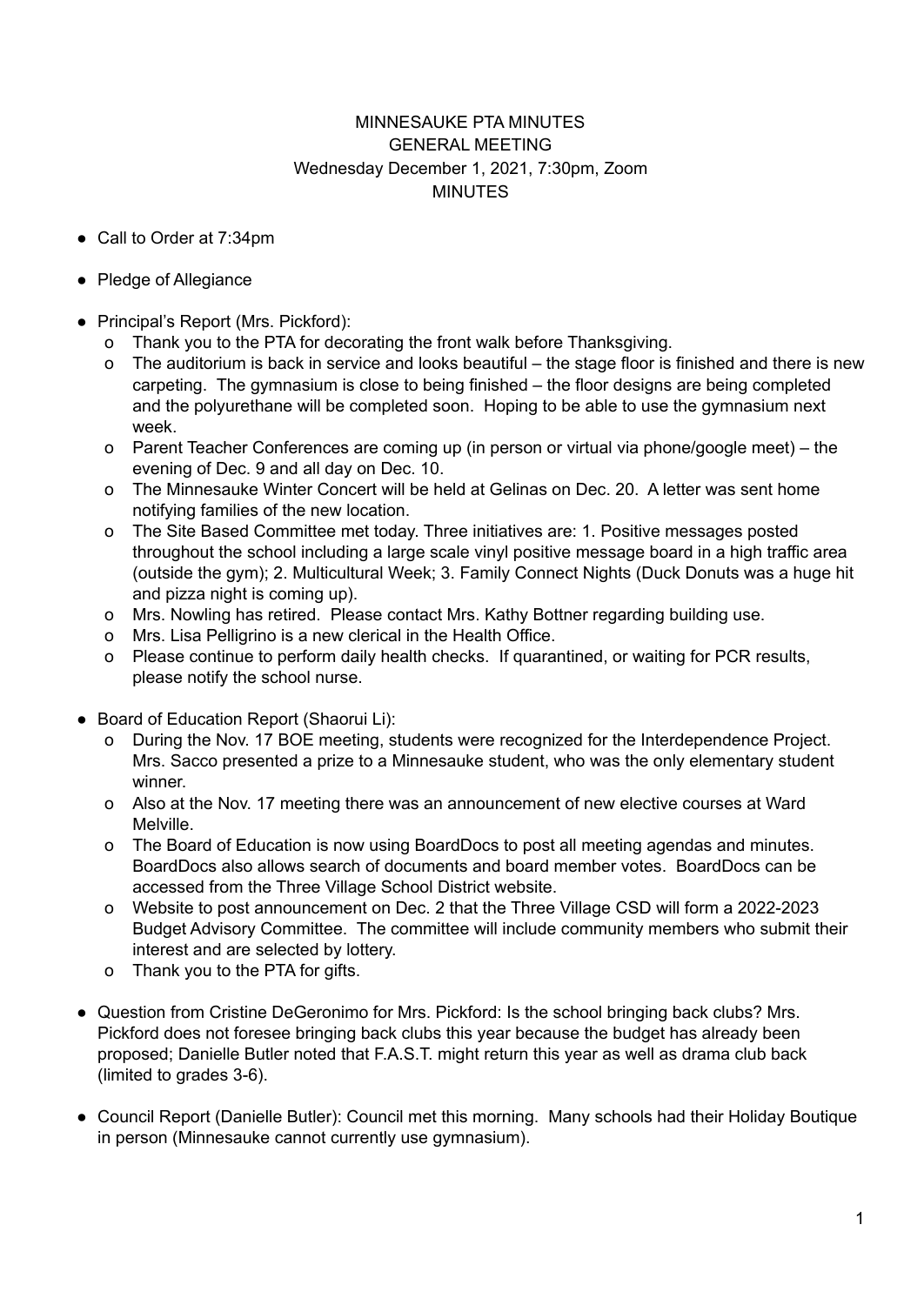# MINNESAUKE PTA MINUTES
## GENERAL MEETING
### Wednesday December 1, 2021, 7:30pm, Zoom
### MINUTES

- Call to Order at 7:34pm
- Pledge of Allegiance
- Principal's Report (Mrs. Pickford):
  - Thank you to the PTA for decorating the front walk before Thanksgiving.
  - The auditorium is back in service and looks beautiful – the stage floor is finished and there is new carpeting. The gymnasium is close to being finished – the floor designs are being completed and the polyurethane will be completed soon. Hoping to be able to use the gymnasium next week.
  - Parent Teacher Conferences are coming up (in person or virtual via phone/google meet) – the evening of Dec. 9 and all day on Dec. 10.
  - The Minnesauke Winter Concert will be held at Gelinas on Dec. 20. A letter was sent home notifying families of the new location.
  - The Site Based Committee met today. Three initiatives are: 1. Positive messages posted throughout the school including a large scale vinyl positive message board in a high traffic area (outside the gym); 2. Multicultural Week; 3. Family Connect Nights (Duck Donuts was a huge hit and pizza night is coming up).
  - Mrs. Nowling has retired. Please contact Mrs. Kathy Bottner regarding building use.
  - Mrs. Lisa Pelligrino is a new clerical in the Health Office.
  - Please continue to perform daily health checks. If quarantined, or waiting for PCR results, please notify the school nurse.
- Board of Education Report (Shaorui Li):
  - During the Nov. 17 BOE meeting, students were recognized for the Interdependence Project. Mrs. Sacco presented a prize to a Minnesauke student, who was the only elementary student winner.
  - Also at the Nov. 17 meeting there was an announcement of new elective courses at Ward Melville.
  - The Board of Education is now using BoardDocs to post all meeting agendas and minutes. BoardDocs also allows search of documents and board member votes. BoardDocs can be accessed from the Three Village School District website.
  - Website to post announcement on Dec. 2 that the Three Village CSD will form a 2022-2023 Budget Advisory Committee. The committee will include community members who submit their interest and are selected by lottery.
  - Thank you to the PTA for gifts.
- Question from Cristine DeGeronimo for Mrs. Pickford: Is the school bringing back clubs? Mrs. Pickford does not foresee bringing back clubs this year because the budget has already been proposed; Danielle Butler noted that F.A.S.T. might return this year as well as drama club back (limited to grades 3-6).
- Council Report (Danielle Butler): Council met this morning. Many schools had their Holiday Boutique in person (Minnesauke cannot currently use gymnasium).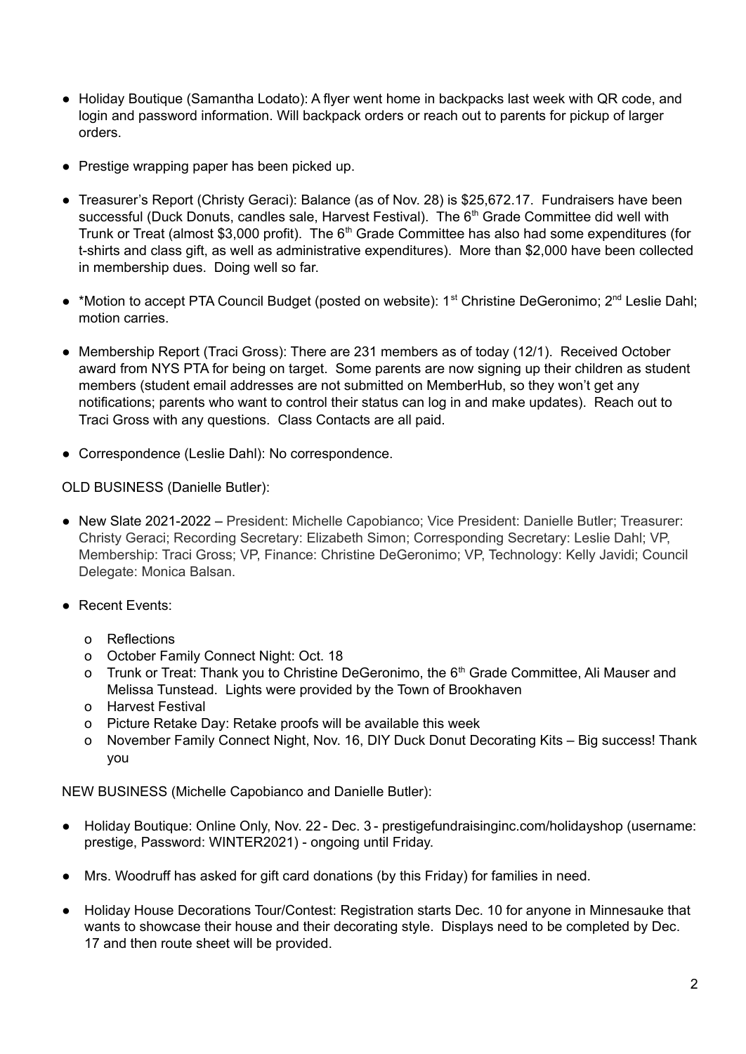- Holiday Boutique (Samantha Lodato): A flyer went home in backpacks last week with QR code, and login and password information. Will backpack orders or reach out to parents for pickup of larger orders.
- Prestige wrapping paper has been picked up.
- Treasurer's Report (Christy Geraci): Balance (as of Nov. 28) is $25,672.17. Fundraisers have been successful (Duck Donuts, candles sale, Harvest Festival). The 6th Grade Committee did well with Trunk or Treat (almost $3,000 profit). The 6th Grade Committee has also had some expenditures (for t-shirts and class gift, as well as administrative expenditures). More than $2,000 have been collected in membership dues. Doing well so far.
- *Motion to accept PTA Council Budget (posted on website): 1st Christine DeGeronimo; 2nd Leslie Dahl; motion carries.
- Membership Report (Traci Gross): There are 231 members as of today (12/1). Received October award from NYS PTA for being on target. Some parents are now signing up their children as student members (student email addresses are not submitted on MemberHub, so they won't get any notifications; parents who want to control their status can log in and make updates). Reach out to Traci Gross with any questions. Class Contacts are all paid.
- Correspondence (Leslie Dahl): No correspondence.

OLD BUSINESS (Danielle Butler):

- New Slate 2021-2022 – President: Michelle Capobianco; Vice President: Danielle Butler; Treasurer: Christy Geraci; Recording Secretary: Elizabeth Simon; Corresponding Secretary: Leslie Dahl; VP, Membership: Traci Gross; VP, Finance: Christine DeGeronimo; VP, Technology: Kelly Javidi; Council Delegate: Monica Balsan.
- Recent Events:
  - Reflections
  - October Family Connect Night: Oct. 18
  - Trunk or Treat: Thank you to Christine DeGeronimo, the 6th Grade Committee, Ali Mauser and Melissa Tunstead. Lights were provided by the Town of Brookhaven
  - Harvest Festival
  - Picture Retake Day: Retake proofs will be available this week
  - November Family Connect Night, Nov. 16, DIY Duck Donut Decorating Kits – Big success! Thank you

NEW BUSINESS (Michelle Capobianco and Danielle Butler):

- Holiday Boutique: Online Only, Nov. 22 - Dec. 3 - prestigefundraisinginc.com/holidayshop (username: prestige, Password: WINTER2021) - ongoing until Friday.
- Mrs. Woodruff has asked for gift card donations (by this Friday) for families in need.
- Holiday House Decorations Tour/Contest: Registration starts Dec. 10 for anyone in Minnesauke that wants to showcase their house and their decorating style. Displays need to be completed by Dec. 17 and then route sheet will be provided.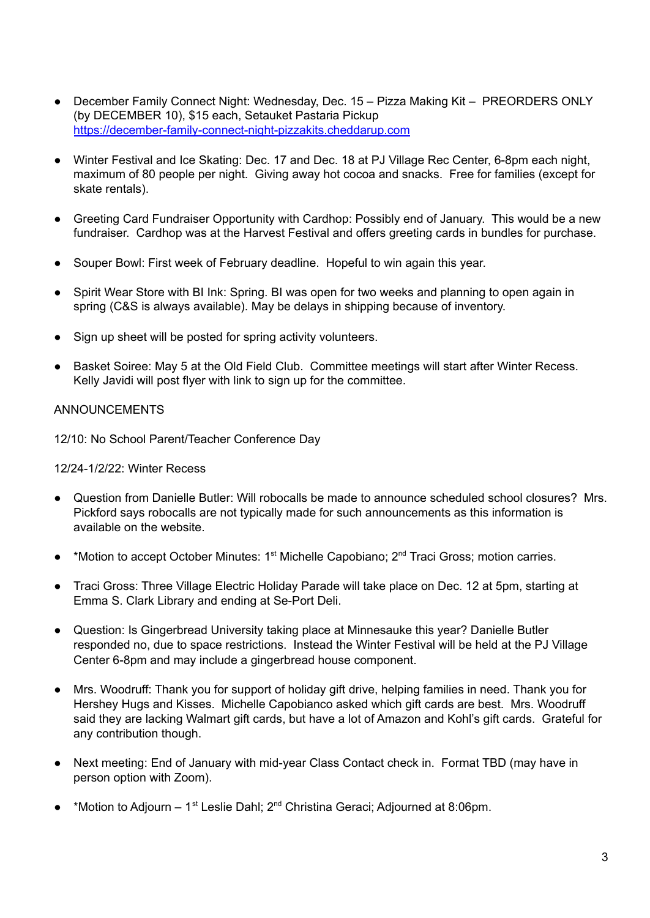- December Family Connect Night: Wednesday, Dec. 15 – Pizza Making Kit – PREORDERS ONLY (by DECEMBER 10), $15 each, Setauket Pastaria Pickup [https://december-family-connect-night-pizzakits.cheddarup.com](https://december-family-connect-night-pizzakits.cheddarup.com)

- Winter Festival and Ice Skating: Dec. 17 and Dec. 18 at PJ Village Rec Center, 6-8pm each night, maximum of 80 people per night. Giving away hot cocoa and snacks. Free for families (except for skate rentals).

- Greeting Card Fundraiser Opportunity with Cardhop: Possibly end of January. This would be a new fundraiser. Cardhop was at the Harvest Festival and offers greeting cards in bundles for purchase.

- Souper Bowl: First week of February deadline. Hopeful to win again this year.

- Spirit Wear Store with BI Ink: Spring. BI was open for two weeks and planning to open again in spring (C&S is always available). May be delays in shipping because of inventory.

- Sign up sheet will be posted for spring activity volunteers.

- Basket Soiree: May 5 at the Old Field Club. Committee meetings will start after Winter Recess. Kelly Javidi will post flyer with link to sign up for the committee.

ANNOUNCEMENTS

12/10: No School Parent/Teacher Conference Day

12/24-1/2/22: Winter Recess

- Question from Danielle Butler: Will robocalls be made to announce scheduled school closures? Mrs. Pickford says robocalls are not typically made for such announcements as this information is available on the website.

- *Motion to accept October Minutes: 1st Michelle Capobiano; 2nd Traci Gross; motion carries.

- Traci Gross: Three Village Electric Holiday Parade will take place on Dec. 12 at 5pm, starting at Emma S. Clark Library and ending at Se-Port Deli.

- Question: Is Gingerbread University taking place at Minnesauke this year? Danielle Butler responded no, due to space restrictions. Instead the Winter Festival will be held at the PJ Village Center 6-8pm and may include a gingerbread house component.

- Mrs. Woodruff: Thank you for support of holiday gift drive, helping families in need. Thank you for Hershey Hugs and Kisses. Michelle Capobianco asked which gift cards are best. Mrs. Woodruff said they are lacking Walmart gift cards, but have a lot of Amazon and Kohl's gift cards. Grateful for any contribution though.

- Next meeting: End of January with mid-year Class Contact check in. Format TBD (may have in person option with Zoom).

- *Motion to Adjourn – 1st Leslie Dahl; 2nd Christina Geraci; Adjourned at 8:06pm.